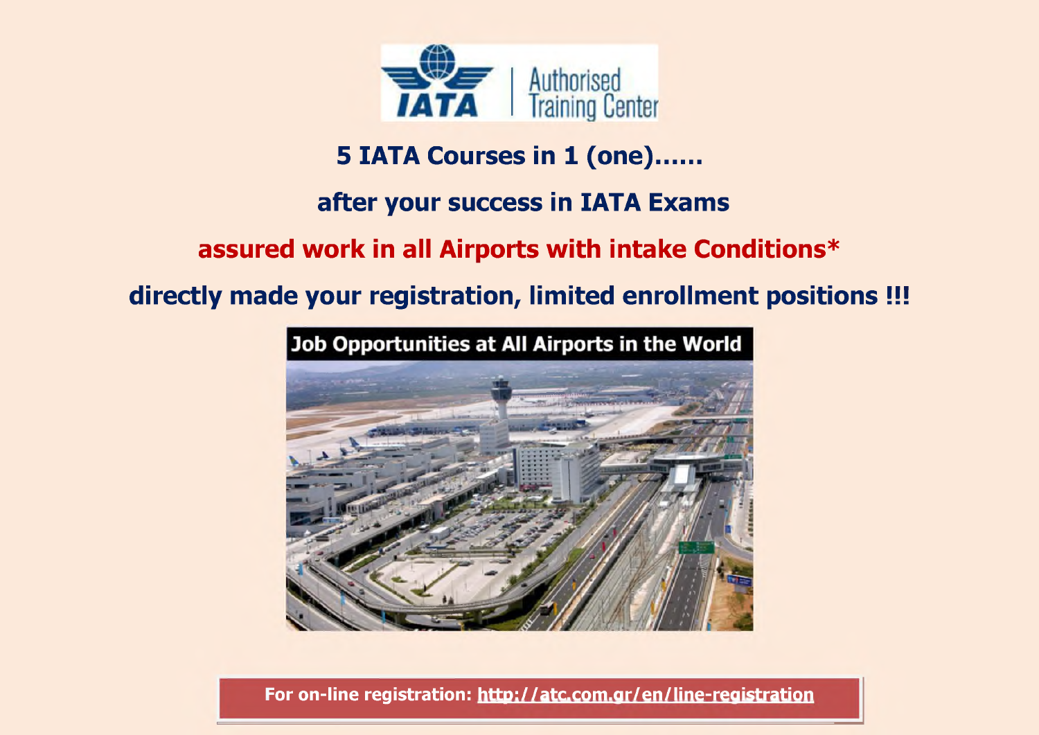IATA | Authorised Training Center

**5 IATA Courses in 1 (one)......**

**after your success in IATA Exams**

**assured work in all Airports with intake Conditions***

**directly made your registration, limited enrollment positions !!!**

**Job Opportunities at All Airports in the World**

**For on-line registration: http://atc.com.gr/en/line-registration**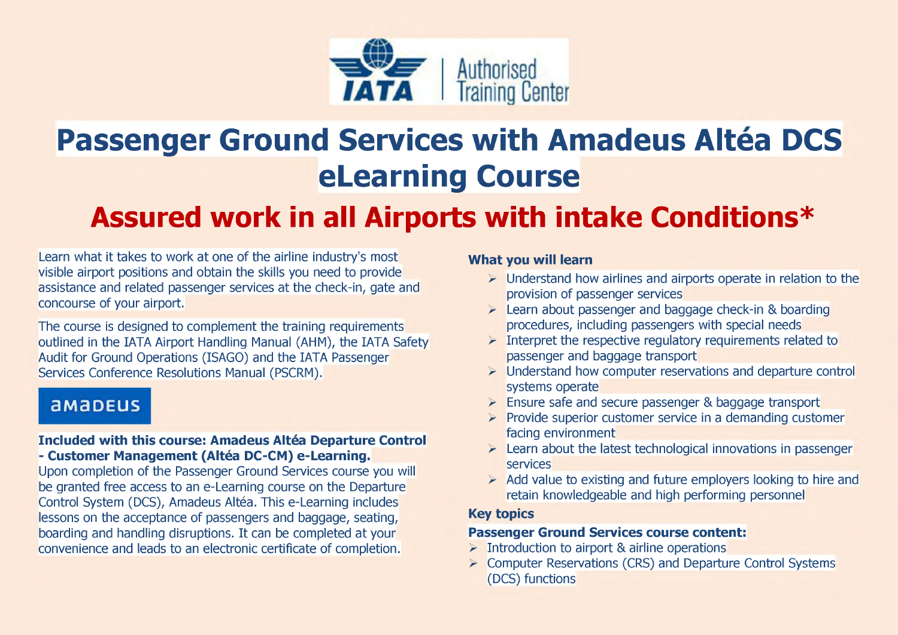IATA | Authorised Training Center

# Passenger Ground Services with Amadeus Altéa DCS eLearning Course

## Assured work in all Airports with intake Conditions*

Learn what it takes to work at one of the airline industry's most visible airport positions and obtain the skills you need to provide assistance and related passenger services at the check-in, gate and concourse of your airport.

The course is designed to complement the training requirements outlined in the IATA Airport Handling Manual (AHM), the IATA Safety Audit for Ground Operations (ISAGO) and the IATA Passenger Services Conference Resolutions Manual (PSCRM).

amadeus

**Included with this course: Amadeus Altéa Departure Control - Customer Management (Altéa DC-CM) e-Learning.**
Upon completion of the Passenger Ground Services course you will be granted free access to an e-Learning course on the Departure Control System (DCS), Amadeus Altéa. This e-Learning includes lessons on the acceptance of passengers and baggage, seating, boarding and handling disruptions. It can be completed at your convenience and leads to an electronic certificate of completion.

**What you will learn**

- Understand how airlines and airports operate in relation to the provision of passenger services
- Learn about passenger and baggage check-in & boarding procedures, including passengers with special needs
- Interpret the respective regulatory requirements related to passenger and baggage transport
- Understand how computer reservations and departure control systems operate
- Ensure safe and secure passenger & baggage transport
- Provide superior customer service in a demanding customer facing environment
- Learn about the latest technological innovations in passenger services
- Add value to existing and future employers looking to hire and retain knowledgeable and high performing personnel

**Key topics**

**Passenger Ground Services course content:**

- Introduction to airport & airline operations
- Computer Reservations (CRS) and Departure Control Systems (DCS) functions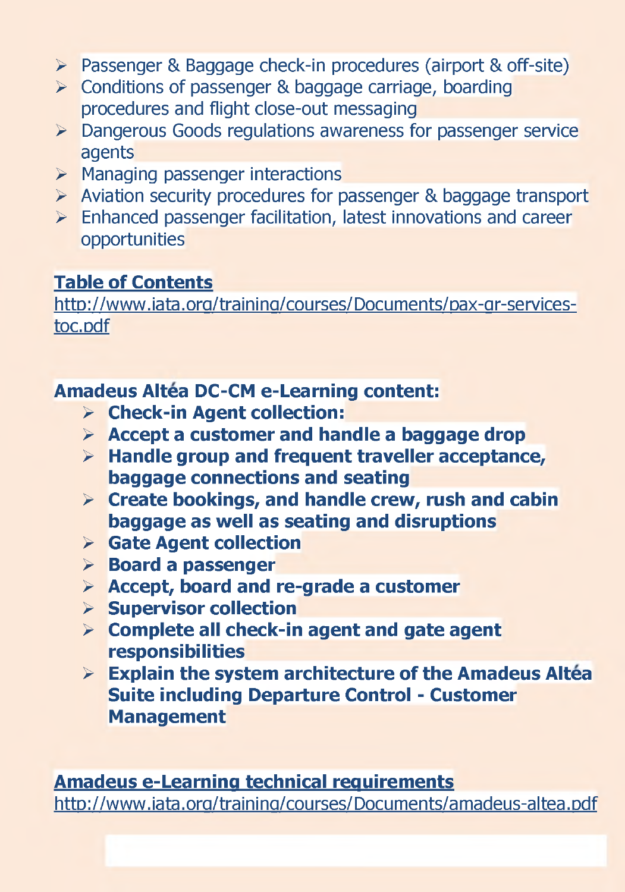- Passenger & Baggage check-in procedures (airport & off-site)
- Conditions of passenger & baggage carriage, boarding procedures and flight close-out messaging
- Dangerous Goods regulations awareness for passenger service agents
- Managing passenger interactions
- Aviation security procedures for passenger & baggage transport
- Enhanced passenger facilitation, latest innovations and career opportunities

**Table of Contents**

http://www.iata.org/training/courses/Documents/pax-gr-services-toc.pdf

**Amadeus Altéa DC-CM e-Learning content:**

- **Check-in Agent collection:**
- **Accept a customer and handle a baggage drop**
- **Handle group and frequent traveller acceptance, baggage connections and seating**
- **Create bookings, and handle crew, rush and cabin baggage as well as seating and disruptions**
- **Gate Agent collection**
- **Board a passenger**
- **Accept, board and re-grade a customer**
- **Supervisor collection**
- **Complete all check-in agent and gate agent responsibilities**
- **Explain the system architecture of the Amadeus Altéa Suite including Departure Control - Customer Management**

**Amadeus e-Learning technical requirements**

http://www.iata.org/training/courses/Documents/amadeus-altea.pdf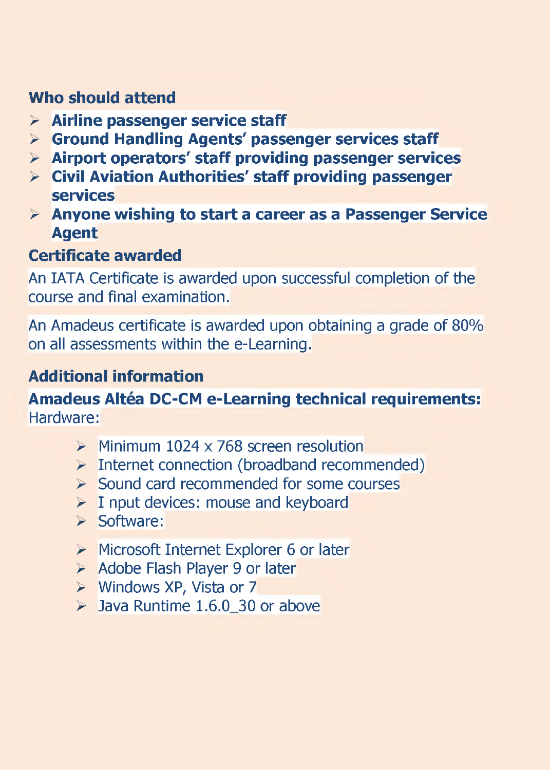## Who should attend

- **Airline passenger service staff**
- **Ground Handling Agents' passenger services staff**
- **Airport operators' staff providing passenger services**
- **Civil Aviation Authorities' staff providing passenger services**
- **Anyone wishing to start a career as a Passenger Service Agent**

## Certificate awarded

An IATA Certificate is awarded upon successful completion of the course and final examination.

An Amadeus certificate is awarded upon obtaining a grade of 80% on all assessments within the e-Learning.

## Additional information

**Amadeus Altéa DC-CM e-Learning technical requirements:**
Hardware:

- Minimum 1024 x 768 screen resolution
- Internet connection (broadband recommended)
- Sound card recommended for some courses
- I nput devices: mouse and keyboard
- Software:

- Microsoft Internet Explorer 6 or later
- Adobe Flash Player 9 or later
- Windows XP, Vista or 7
- Java Runtime 1.6.0_30 or above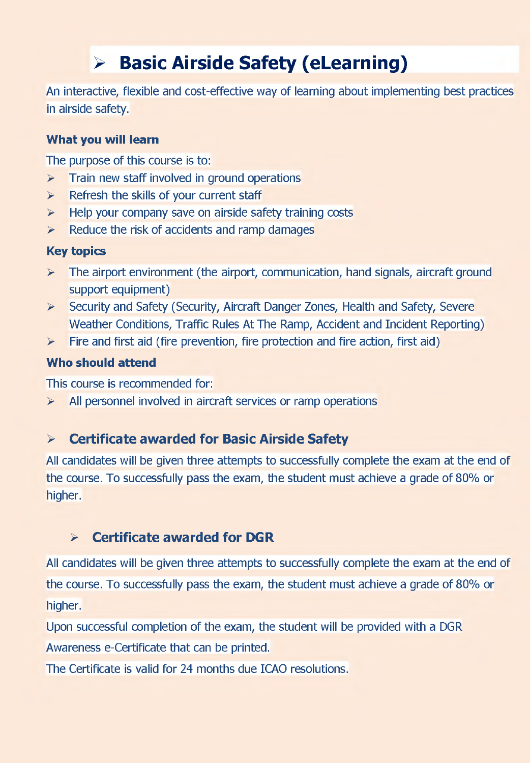# Basic Airside Safety (eLearning)

An interactive, flexible and cost-effective way of learning about implementing best practices in airside safety.

### What you will learn

The purpose of this course is to:

- Train new staff involved in ground operations
- Refresh the skills of your current staff
- Help your company save on airside safety training costs
- Reduce the risk of accidents and ramp damages

### Key topics

- The airport environment (the airport, communication, hand signals, aircraft ground support equipment)
- Security and Safety (Security, Aircraft Danger Zones, Health and Safety, Severe Weather Conditions, Traffic Rules At The Ramp, Accident and Incident Reporting)
- Fire and first aid (fire prevention, fire protection and fire action, first aid)

### Who should attend

This course is recommended for:

- All personnel involved in aircraft services or ramp operations

## Certificate awarded for Basic Airside Safety

All candidates will be given three attempts to successfully complete the exam at the end of the course. To successfully pass the exam, the student must achieve a grade of 80% or higher.

## Certificate awarded for DGR

All candidates will be given three attempts to successfully complete the exam at the end of the course. To successfully pass the exam, the student must achieve a grade of 80% or higher.

Upon successful completion of the exam, the student will be provided with a DGR Awareness e-Certificate that can be printed.

The Certificate is valid for 24 months due ICAO resolutions.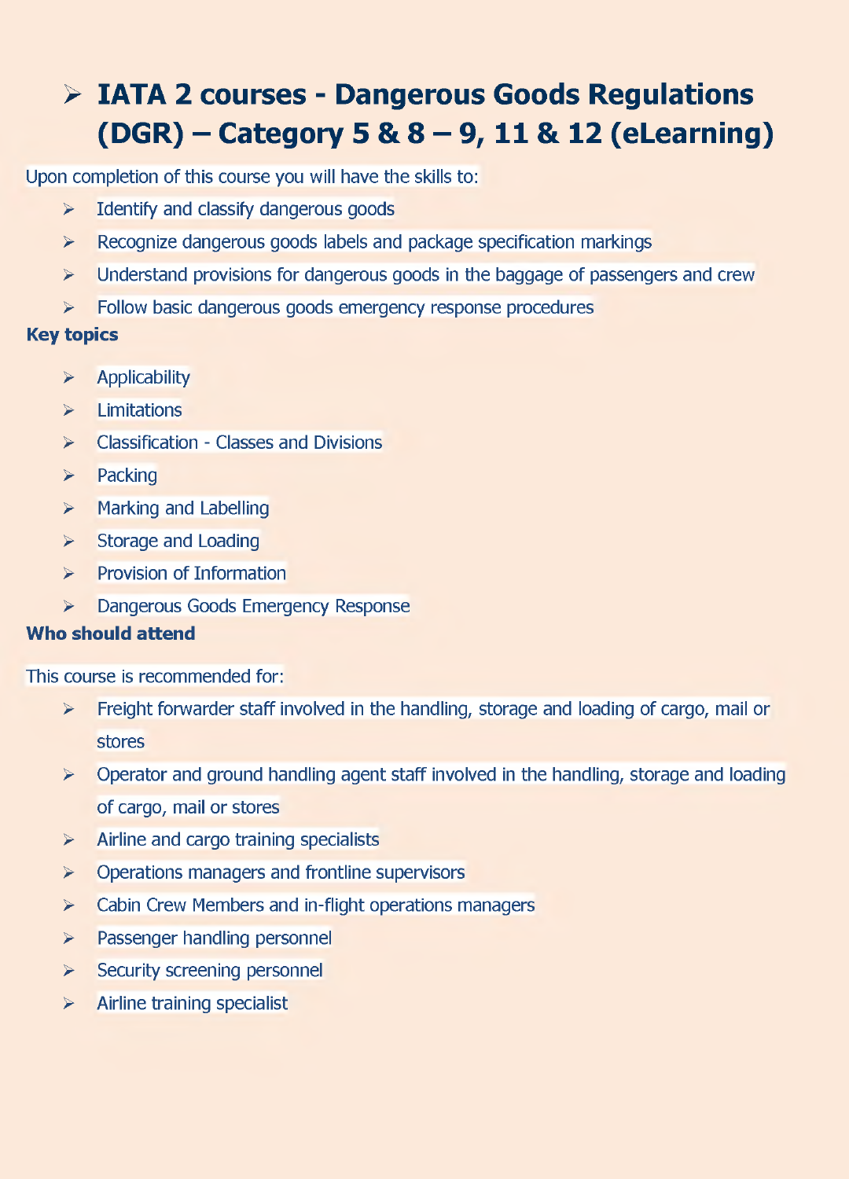## IATA 2 courses - Dangerous Goods Regulations (DGR) – Category 5 & 8 – 9, 11 & 12 (eLearning)

Upon completion of this course you will have the skills to:

- Identify and classify dangerous goods
- Recognize dangerous goods labels and package specification markings
- Understand provisions for dangerous goods in the baggage of passengers and crew
- Follow basic dangerous goods emergency response procedures

**Key topics**

- Applicability
- Limitations
- Classification - Classes and Divisions
- Packing
- Marking and Labelling
- Storage and Loading
- Provision of Information
- Dangerous Goods Emergency Response

**Who should attend**

This course is recommended for:

- Freight forwarder staff involved in the handling, storage and loading of cargo, mail or stores
- Operator and ground handling agent staff involved in the handling, storage and loading of cargo, mail or stores
- Airline and cargo training specialists
- Operations managers and frontline supervisors
- Cabin Crew Members and in-flight operations managers
- Passenger handling personnel
- Security screening personnel
- Airline training specialist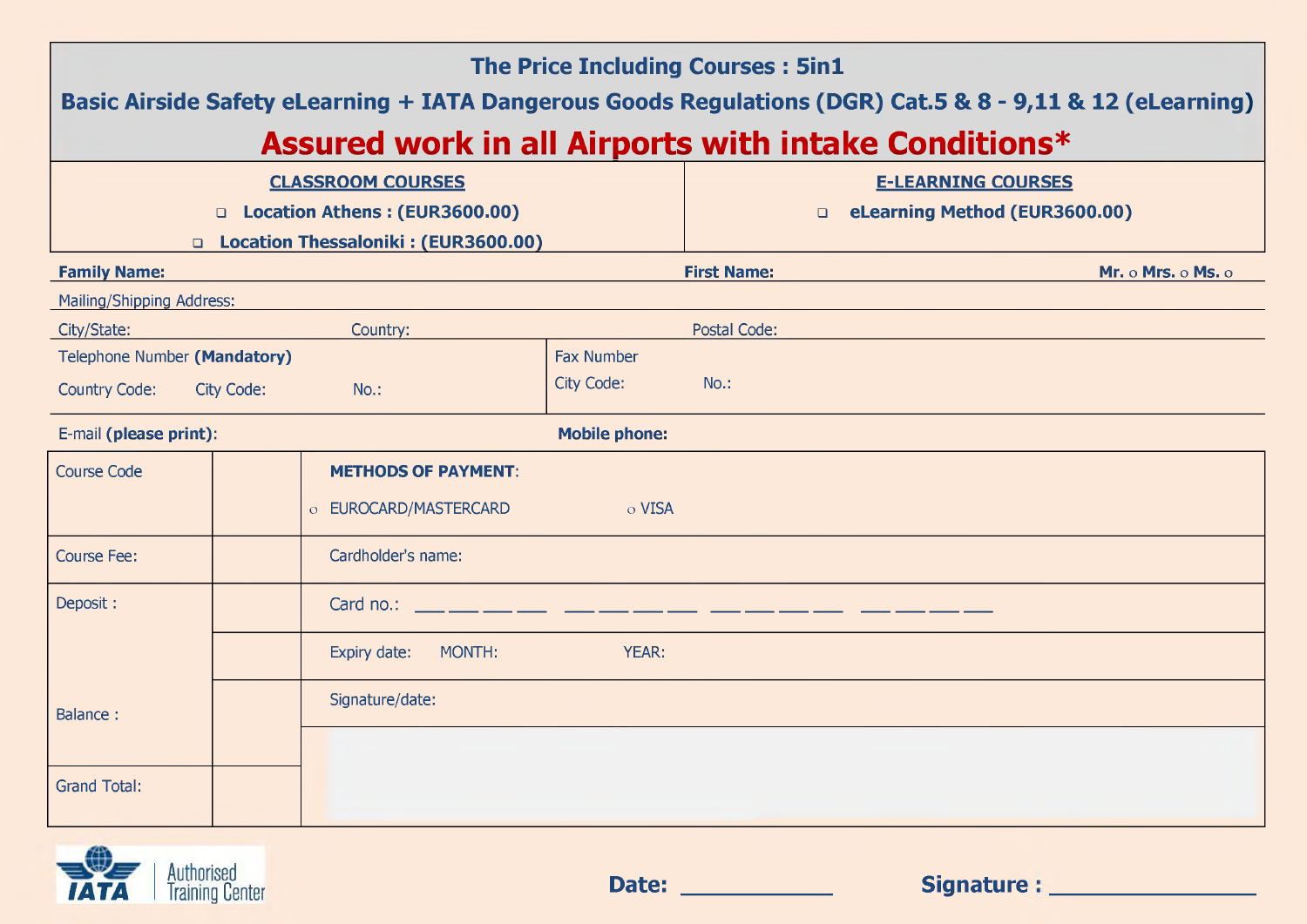## The Price Including Courses : 5in1

**Basic Airside Safety eLearning + IATA Dangerous Goods Regulations (DGR) Cat.5 & 8 - 9,11 & 12 (eLearning)**

**Assured work in all Airports with intake Conditions***

| CLASSROOM COURSES | E-LEARNING COURSES |
|---|---|
| ❑ Location Athens : (EUR3600.00) | ❑ eLearning Method (EUR3600.00) |
| ❑ Location Thessaloniki : (EUR3600.00) | |

**Family Name:** &nbsp;&nbsp;&nbsp; **First Name:** &nbsp;&nbsp;&nbsp; **Mr.** o **Mrs.** o **Ms.** o

Mailing/Shipping Address:

City/State: &nbsp;&nbsp;&nbsp; Country: &nbsp;&nbsp;&nbsp; Postal Code:

| Telephone Number **(Mandatory)** | Fax Number |
|---|---|
| Country Code: &nbsp;&nbsp; City Code: &nbsp;&nbsp; No.: | City Code: &nbsp;&nbsp; No.: |

E-mail **(please print)**: &nbsp;&nbsp;&nbsp; **Mobile phone:**

| | | |
|---|---|---|
| Course Code | | **METHODS OF PAYMENT**: o EUROCARD/MASTERCARD &nbsp;&nbsp; o VISA |
| Course Fee: | | Cardholder's name: |
| Deposit : | | Card no.: ___ ___ ___ ___ &nbsp; ___ ___ ___ ___ &nbsp; ___ ___ ___ ___ &nbsp; ___ ___ ___ ___ |
| | | Expiry date: MONTH: &nbsp;&nbsp;&nbsp; YEAR: |
| Balance : | | Signature/date: |
| Grand Total: | | |

IATA Authorised Training Center

**Date:** ____________ &nbsp;&nbsp;&nbsp; **Signature :** ________________